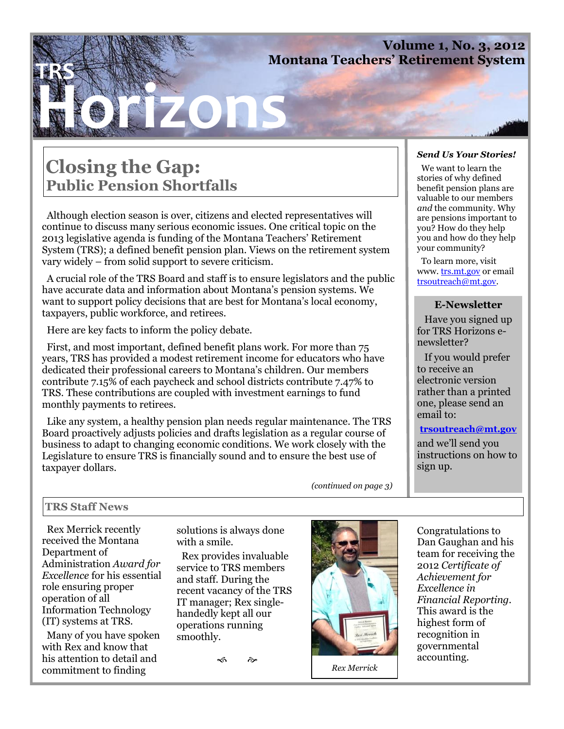# TRS Horizons

**Volume 1, No. 3, 2012**
**Montana Teachers' Retirement System**

## Closing the Gap:
### Public Pension Shortfalls

Although election season is over, citizens and elected representatives will continue to discuss many serious economic issues. One critical topic on the 2013 legislative agenda is funding of the Montana Teachers' Retirement System (TRS); a defined benefit pension plan. Views on the retirement system vary widely – from solid support to severe criticism.

A crucial role of the TRS Board and staff is to ensure legislators and the public have accurate data and information about Montana's pension systems. We want to support policy decisions that are best for Montana's local economy, taxpayers, public workforce, and retirees.

Here are key facts to inform the policy debate.

First, and most important, defined benefit plans work. For more than 75 years, TRS has provided a modest retirement income for educators who have dedicated their professional careers to Montana's children. Our members contribute 7.15% of each paycheck and school districts contribute 7.47% to TRS. These contributions are coupled with investment earnings to fund monthly payments to retirees.

Like any system, a healthy pension plan needs regular maintenance. The TRS Board proactively adjusts policies and drafts legislation as a regular course of business to adapt to changing economic conditions. We work closely with the Legislature to ensure TRS is financially sound and to ensure the best use of taxpayer dollars.

*(continued on page 3)*

***Send Us Your Stories!***

We want to learn the stories of why defined benefit pension plans are valuable to our members *and* the community. Why are pensions important to you? How do they help you and how do they help your community?

To learn more, visit www. trs.mt.gov or email trsoutreach@mt.gov.

**E-Newsletter**

Have you signed up for TRS Horizons e-newsletter?

If you would prefer to receive an electronic version rather than a printed one, please send an email to:

**trsoutreach@mt.gov**

and we'll send you instructions on how to sign up.

### TRS Staff News

Rex Merrick recently received the Montana Department of Administration *Award for Excellence* for his essential role ensuring proper operation of all Information Technology (IT) systems at TRS.

Many of you have spoken with Rex and know that his attention to detail and commitment to finding solutions is always done with a smile.

Rex provides invaluable service to TRS members and staff. During the recent vacancy of the TRS IT manager; Rex single-handedly kept all our operations running smoothly.

*Rex Merrick*

Congratulations to Dan Gaughan and his team for receiving the 2012 *Certificate of Achievement for Excellence in Financial Reporting*. This award is the highest form of recognition in governmental accounting.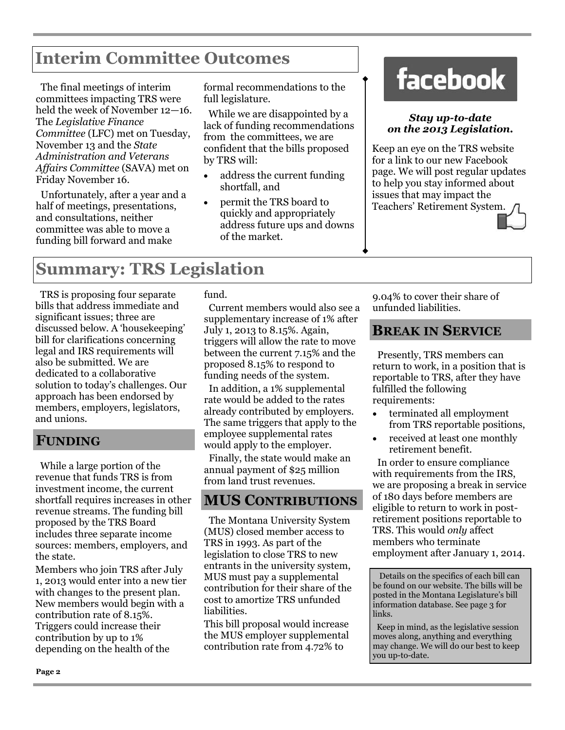## Interim Committee Outcomes

The final meetings of interim committees impacting TRS were held the week of November 12—16. The *Legislative Finance Committee* (LFC) met on Tuesday, November 13 and the *State Administration and Veterans Affairs Committee* (SAVA) met on Friday November 16.

Unfortunately, after a year and a half of meetings, presentations, and consultations, neither committee was able to move a funding bill forward and make formal recommendations to the full legislature.

While we are disappointed by a lack of funding recommendations from the committees, we are confident that the bills proposed by TRS will:

- address the current funding shortfall, and
- permit the TRS board to quickly and appropriately address future ups and downs of the market.

facebook

***Stay up-to-date on the 2013 Legislation.***

Keep an eye on the TRS website for a link to our new Facebook page. We will post regular updates to help you stay informed about issues that may impact the Teachers' Retirement System.

## Summary: TRS Legislation

TRS is proposing four separate bills that address immediate and significant issues; three are discussed below. A 'housekeeping' bill for clarifications concerning legal and IRS requirements will also be submitted. We are dedicated to a collaborative solution to today's challenges. Our approach has been endorsed by members, employers, legislators, and unions.

### Funding

While a large portion of the revenue that funds TRS is from investment income, the current shortfall requires increases in other revenue streams. The funding bill proposed by the TRS Board includes three separate income sources: members, employers, and the state.

Members who join TRS after July 1, 2013 would enter into a new tier with changes to the present plan. New members would begin with a contribution rate of 8.15%. Triggers could increase their contribution by up to 1% depending on the health of the fund.

Current members would also see a supplementary increase of 1% after July 1, 2013 to 8.15%. Again, triggers will allow the rate to move between the current 7.15% and the proposed 8.15% to respond to funding needs of the system.

In addition, a 1% supplemental rate would be added to the rates already contributed by employers. The same triggers that apply to the employee supplemental rates would apply to the employer.

Finally, the state would make an annual payment of $25 million from land trust revenues.

### MUS Contributions

The Montana University System (MUS) closed member access to TRS in 1993. As part of the legislation to close TRS to new entrants in the university system, MUS must pay a supplemental contribution for their share of the cost to amortize TRS unfunded liabilities.

This bill proposal would increase the MUS employer supplemental contribution rate from 4.72% to 9.04% to cover their share of unfunded liabilities.

### Break in Service

Presently, TRS members can return to work, in a position that is reportable to TRS, after they have fulfilled the following requirements:

- terminated all employment from TRS reportable positions,
- received at least one monthly retirement benefit.

In order to ensure compliance with requirements from the IRS, we are proposing a break in service of 180 days before members are eligible to return to work in post-retirement positions reportable to TRS. This would *only* affect members who terminate employment after January 1, 2014.

Details on the specifics of each bill can be found on our website. The bills will be posted in the Montana Legislature's bill information database. See page 3 for links.

Keep in mind, as the legislative session moves along, anything and everything may change. We will do our best to keep you up-to-date.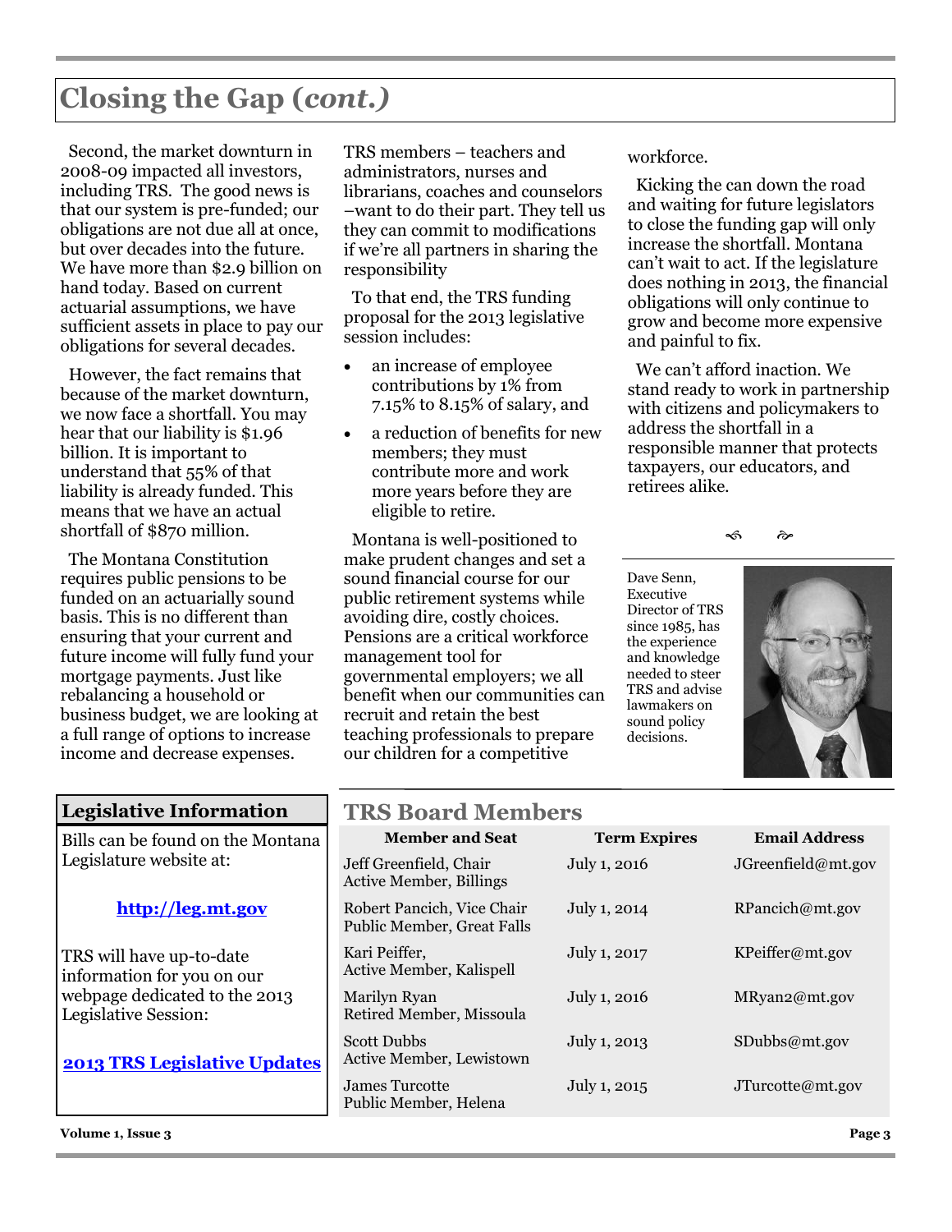# Closing the Gap (*cont.*)

Second, the market downturn in 2008-09 impacted all investors, including TRS. The good news is that our system is pre-funded; our obligations are not due all at once, but over decades into the future. We have more than $2.9 billion on hand today. Based on current actuarial assumptions, we have sufficient assets in place to pay our obligations for several decades.

However, the fact remains that because of the market downturn, we now face a shortfall. You may hear that our liability is $1.96 billion. It is important to understand that 55% of that liability is already funded. This means that we have an actual shortfall of $870 million.

The Montana Constitution requires public pensions to be funded on an actuarially sound basis. This is no different than ensuring that your current and future income will fully fund your mortgage payments. Just like rebalancing a household or business budget, we are looking at a full range of options to increase income and decrease expenses.

TRS members – teachers and administrators, nurses and librarians, coaches and counselors –want to do their part. They tell us they can commit to modifications if we're all partners in sharing the responsibility

To that end, the TRS funding proposal for the 2013 legislative session includes:

- an increase of employee contributions by 1% from 7.15% to 8.15% of salary, and
- a reduction of benefits for new members; they must contribute more and work more years before they are eligible to retire.

Montana is well-positioned to make prudent changes and set a sound financial course for our public retirement systems while avoiding dire, costly choices. Pensions are a critical workforce management tool for governmental employers; we all benefit when our communities can recruit and retain the best teaching professionals to prepare our children for a competitive workforce.

Kicking the can down the road and waiting for future legislators to close the funding gap will only increase the shortfall. Montana can't wait to act. If the legislature does nothing in 2013, the financial obligations will only continue to grow and become more expensive and painful to fix.

We can't afford inaction. We stand ready to work in partnership with citizens and policymakers to address the shortfall in a responsible manner that protects taxpayers, our educators, and retirees alike.

Dave Senn, Executive Director of TRS since 1985, has the experience and knowledge needed to steer TRS and advise lawmakers on sound policy decisions.

## Legislative Information

Bills can be found on the Montana Legislature website at:

**http://leg.mt.gov**

TRS will have up-to-date information for you on our webpage dedicated to the 2013 Legislative Session:

**2013 TRS Legislative Updates**

## TRS Board Members

| Member and Seat | Term Expires | Email Address |
|---|---|---|
| Jeff Greenfield, Chair<br>Active Member, Billings | July 1, 2016 | JGreenfield@mt.gov |
| Robert Pancich, Vice Chair<br>Public Member, Great Falls | July 1, 2014 | RPancich@mt.gov |
| Kari Peiffer,<br>Active Member, Kalispell | July 1, 2017 | KPeiffer@mt.gov |
| Marilyn Ryan<br>Retired Member, Missoula | July 1, 2016 | MRyan2@mt.gov |
| Scott Dubbs<br>Active Member, Lewistown | July 1, 2013 | SDubbs@mt.gov |
| James Turcotte<br>Public Member, Helena | July 1, 2015 | JTurcotte@mt.gov |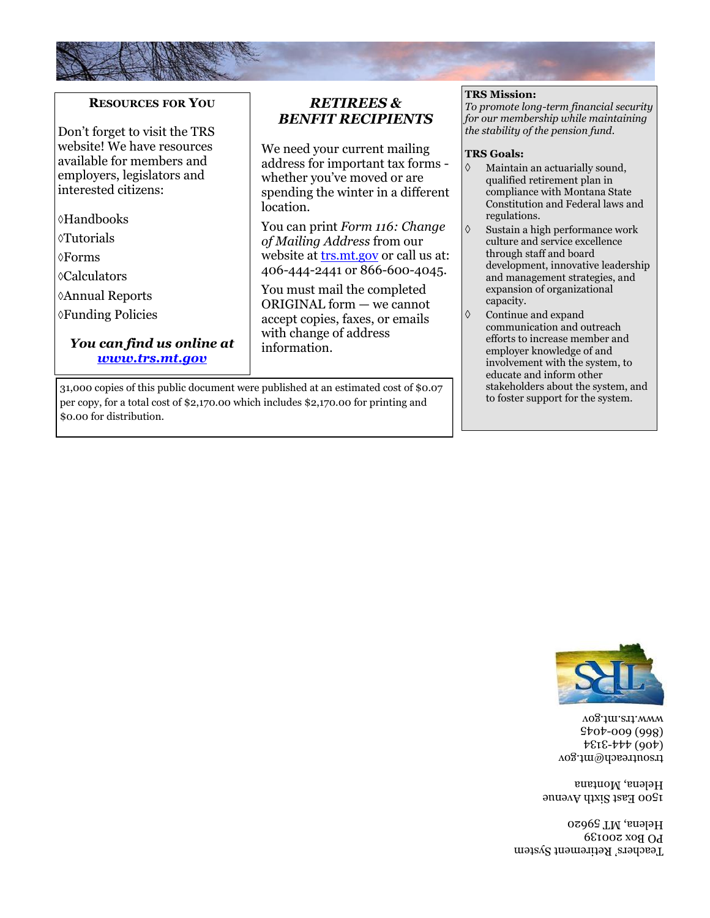### Resources for You

Don't forget to visit the TRS website! We have resources available for members and employers, legislators and interested citizens:

◊Handbooks

◊Tutorials

◊Forms

◊Calculators

◊Annual Reports

◊Funding Policies

***You can find us online at [www.trs.mt.gov](http://www.trs.mt.gov)***

## *RETIREES & BENFIT RECIPIENTS*

We need your current mailing address for important tax forms - whether you've moved or are spending the winter in a different location.

You can print *Form 116: Change of Mailing Address* from our website at trs.mt.gov or call us at: 406-444-2441 or 866-600-4045.

You must mail the completed ORIGINAL form — we cannot accept copies, faxes, or emails with change of address information.

31,000 copies of this public document were published at an estimated cost of $0.07 per copy, for a total cost of $2,170.00 which includes $2,170.00 for printing and $0.00 for distribution.

**TRS Mission:**

*To promote long-term financial security for our membership while maintaining the stability of the pension fund.*

**TRS Goals:**

- ◊ Maintain an actuarially sound, qualified retirement plan in compliance with Montana State Constitution and Federal laws and regulations.
- ◊ Sustain a high performance work culture and service excellence through staff and board development, innovative leadership and management strategies, and expansion of organizational capacity.
- ◊ Continue and expand communication and outreach efforts to increase member and employer knowledge of and involvement with the system, to educate and inform other stakeholders about the system, and to foster support for the system.

Teachers' Retirement System
PO Box 200139
Helena, MT 59620

1500 East Sixth Avenue
Helena, Montana

trsoutreach@mt.gov
(406) 444-3134
(866) 600-4045
www.trs.mt.gov